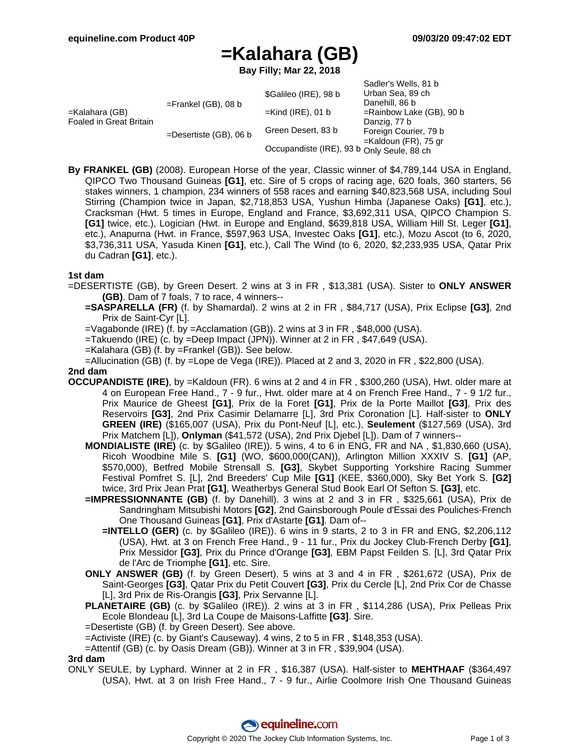# =Kalahara (GB)

**Bay Filly; Mar 22, 2018**

| | | | |
|---|---|---|---|
| =Kalahara (GB) Foaled in Great Britain | =Frankel (GB), 08 b | $Galileo (IRE), 98 b | Sadler's Wells, 81 b |
| | | | Urban Sea, 89 ch |
| | | =Kind (IRE), 01 b | Danehill, 86 b |
| | | | =Rainbow Lake (GB), 90 b |
| | =Desertiste (GB), 06 b | Green Desert, 83 b | Danzig, 77 b |
| | | | Foreign Courier, 79 b |
| | | Occupandiste (IRE), 93 b | =Kaldoun (FR), 75 gr |
| | | | Only Seule, 88 ch |

**By FRANKEL (GB)** (2008). European Horse of the year, Classic winner of $4,789,144 USA in England, QIPCO Two Thousand Guineas **[G1]**, etc. Sire of 5 crops of racing age, 620 foals, 360 starters, 56 stakes winners, 1 champion, 234 winners of 558 races and earning $40,823,568 USA, including Soul Stirring (Champion twice in Japan, $2,718,853 USA, Yushun Himba (Japanese Oaks) **[G1]**, etc.), Cracksman (Hwt. 5 times in Europe, England and France, $3,692,311 USA, QIPCO Champion S. **[G1]** twice, etc.), Logician (Hwt. in Europe and England, $639,818 USA, William Hill St. Leger **[G1]**, etc.), Anapurna (Hwt. in France, $597,963 USA, Investec Oaks **[G1]**, etc.), Mozu Ascot (to 6, 2020, $3,736,311 USA, Yasuda Kinen **[G1]**, etc.), Call The Wind (to 6, 2020, $2,233,935 USA, Qatar Prix du Cadran **[G1]**, etc.).

### 1st dam

=DESERTISTE (GB), by Green Desert. 2 wins at 3 in FR , $13,381 (USA). Sister to **ONLY ANSWER (GB)**. Dam of 7 foals, 7 to race, 4 winners--

- **=SASPARELLA (FR)** (f. by Shamardal). 2 wins at 2 in FR , $84,717 (USA), Prix Eclipse **[G3]**, 2nd Prix de Saint-Cyr [L].
- =Vagabonde (IRE) (f. by =Acclamation (GB)). 2 wins at 3 in FR , $48,000 (USA).
- =Takuendo (IRE) (c. by =Deep Impact (JPN)). Winner at 2 in FR , $47,649 (USA).
- =Kalahara (GB) (f. by =Frankel (GB)). See below.
- =Allucination (GB) (f. by =Lope de Vega (IRE)). Placed at 2 and 3, 2020 in FR , $22,800 (USA).

### 2nd dam

**OCCUPANDISTE (IRE)**, by =Kaldoun (FR). 6 wins at 2 and 4 in FR , $300,260 (USA), Hwt. older mare at 4 on European Free Hand., 7 - 9 fur., Hwt. older mare at 4 on French Free Hand., 7 - 9 1/2 fur., Prix Maurice de Gheest **[G1]**, Prix de la Foret **[G1]**, Prix de la Porte Maillot **[G3]**, Prix des Reservoirs **[G3]**, 2nd Prix Casimir Delamarre [L], 3rd Prix Coronation [L]. Half-sister to **ONLY GREEN (IRE)** ($165,007 (USA), Prix du Pont-Neuf [L], etc.), **Seulement** ($127,569 (USA), 3rd Prix Matchem [L]), **Onlyman** ($41,572 (USA), 2nd Prix Djebel [L]). Dam of 7 winners--

- **MONDIALISTE (IRE)** (c. by $Galileo (IRE)). 5 wins, 4 to 6 in ENG, FR and NA , $1,830,660 (USA), Ricoh Woodbine Mile S. **[G1]** (WO, $600,000(CAN)), Arlington Million XXXIV S. **[G1]** (AP, $570,000), Betfred Mobile Strensall S. **[G3]**, Skybet Supporting Yorkshire Racing Summer Festival Pomfret S. [L], 2nd Breeders' Cup Mile **[G1]** (KEE, $360,000), Sky Bet York S. **[G2]** twice, 3rd Prix Jean Prat **[G1]**, Weatherbys General Stud Book Earl Of Sefton S. **[G3]**, etc.
- **=IMPRESSIONNANTE (GB)** (f. by Danehill). 3 wins at 2 and 3 in FR , $325,661 (USA), Prix de Sandringham Mitsubishi Motors **[G2]**, 2nd Gainsborough Poule d'Essai des Pouliches-French One Thousand Guineas **[G1]**, Prix d'Astarte **[G1]**. Dam of--
  - **=INTELLO (GER)** (c. by $Galileo (IRE)). 6 wins in 9 starts, 2 to 3 in FR and ENG, $2,206,112 (USA), Hwt. at 3 on French Free Hand., 9 - 11 fur., Prix du Jockey Club-French Derby **[G1]**, Prix Messidor **[G3]**, Prix du Prince d'Orange **[G3]**, EBM Papst Feilden S. [L], 3rd Qatar Prix de l'Arc de Triomphe **[G1]**, etc. Sire.
- **ONLY ANSWER (GB)** (f. by Green Desert). 5 wins at 3 and 4 in FR , $261,672 (USA), Prix de Saint-Georges **[G3]**, Qatar Prix du Petit Couvert **[G3]**, Prix du Cercle [L], 2nd Prix Cor de Chasse [L], 3rd Prix de Ris-Orangis **[G3]**, Prix Servanne [L].
- **PLANETAIRE (GB)** (c. by $Galileo (IRE)). 2 wins at 3 in FR , $114,286 (USA), Prix Pelleas Prix Ecole Blondeau [L], 3rd La Coupe de Maisons-Laffitte **[G3]**. Sire.
- =Desertiste (GB) (f. by Green Desert). See above.
- =Activiste (IRE) (c. by Giant's Causeway). 4 wins, 2 to 5 in FR , $148,353 (USA).
- =Attentif (GB) (c. by Oasis Dream (GB)). Winner at 3 in FR , $39,904 (USA).

### 3rd dam

ONLY SEULE, by Lyphard. Winner at 2 in FR , $16,387 (USA). Half-sister to **MEHTHAAF** ($364,497 (USA), Hwt. at 3 on Irish Free Hand., 7 - 9 fur., Airlie Coolmore Irish One Thousand Guineas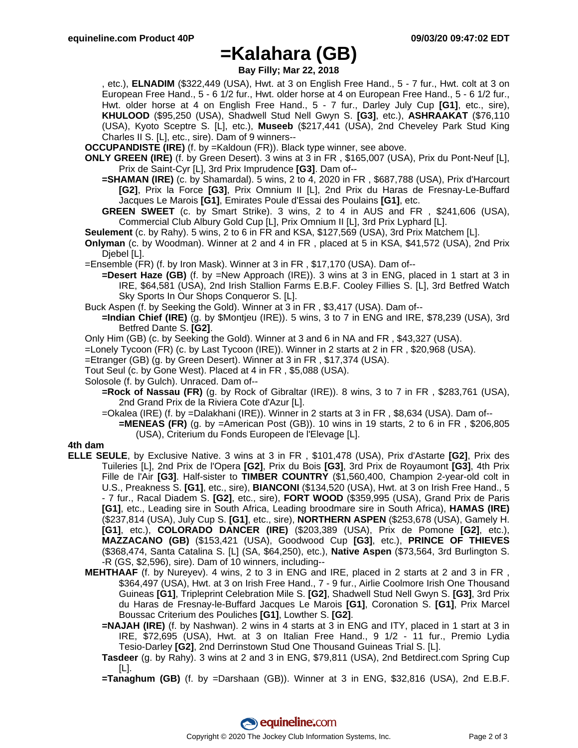# =Kalahara (GB)

**Bay Filly; Mar 22, 2018**

, etc.), **ELNADIM** ($322,449 (USA), Hwt. at 3 on English Free Hand., 5 - 7 fur., Hwt. colt at 3 on European Free Hand., 5 - 6 1/2 fur., Hwt. older horse at 4 on European Free Hand., 5 - 6 1/2 fur., Hwt. older horse at 4 on English Free Hand., 5 - 7 fur., Darley July Cup **[G1]**, etc., sire), **KHULOOD** ($95,250 (USA), Shadwell Stud Nell Gwyn S. **[G3]**, etc.), **ASHRAAKAT** ($76,110 (USA), Kyoto Sceptre S. [L], etc.), **Museeb** ($217,441 (USA), 2nd Cheveley Park Stud King Charles II S. [L], etc., sire). Dam of 9 winners--

**OCCUPANDISTE (IRE)** (f. by =Kaldoun (FR)). Black type winner, see above.

**ONLY GREEN (IRE)** (f. by Green Desert). 3 wins at 3 in FR , $165,007 (USA), Prix du Pont-Neuf [L], Prix de Saint-Cyr [L], 3rd Prix Imprudence **[G3]**. Dam of--

**=SHAMAN (IRE)** (c. by Shamardal). 5 wins, 2 to 4, 2020 in FR , $687,788 (USA), Prix d'Harcourt **[G2]**, Prix la Force **[G3]**, Prix Omnium II [L], 2nd Prix du Haras de Fresnay-Le-Buffard Jacques Le Marois **[G1]**, Emirates Poule d'Essai des Poulains **[G1]**, etc.

**GREEN SWEET** (c. by Smart Strike). 3 wins, 2 to 4 in AUS and FR , $241,606 (USA), Commercial Club Albury Gold Cup [L], Prix Omnium II [L], 3rd Prix Lyphard [L].

**Seulement** (c. by Rahy). 5 wins, 2 to 6 in FR and KSA, $127,569 (USA), 3rd Prix Matchem [L].

**Onlyman** (c. by Woodman). Winner at 2 and 4 in FR , placed at 5 in KSA, $41,572 (USA), 2nd Prix Djebel [L].

=Ensemble (FR) (f. by Iron Mask). Winner at 3 in FR , $17,170 (USA). Dam of--

**=Desert Haze (GB)** (f. by =New Approach (IRE)). 3 wins at 3 in ENG, placed in 1 start at 3 in IRE, $64,581 (USA), 2nd Irish Stallion Farms E.B.F. Cooley Fillies S. [L], 3rd Betfred Watch Sky Sports In Our Shops Conqueror S. [L].

Buck Aspen (f. by Seeking the Gold). Winner at 3 in FR , $3,417 (USA). Dam of--

**=Indian Chief (IRE)** (g. by $Montjeu (IRE)). 5 wins, 3 to 7 in ENG and IRE, $78,239 (USA), 3rd Betfred Dante S. **[G2]**.

Only Him (GB) (c. by Seeking the Gold). Winner at 3 and 6 in NA and FR , $43,327 (USA).

=Lonely Tycoon (FR) (c. by Last Tycoon (IRE)). Winner in 2 starts at 2 in FR , $20,968 (USA).

=Etranger (GB) (g. by Green Desert). Winner at 3 in FR , $17,374 (USA).

Tout Seul (c. by Gone West). Placed at 4 in FR , $5,088 (USA).

Solosole (f. by Gulch). Unraced. Dam of--

**=Rock of Nassau (FR)** (g. by Rock of Gibraltar (IRE)). 8 wins, 3 to 7 in FR , $283,761 (USA), 2nd Grand Prix de la Riviera Cote d'Azur [L].

=Okalea (IRE) (f. by =Dalakhani (IRE)). Winner in 2 starts at 3 in FR , $8,634 (USA). Dam of--

**=MENEAS (FR)** (g. by =American Post (GB)). 10 wins in 19 starts, 2 to 6 in FR , $206,805 (USA), Criterium du Fonds Europeen de l'Elevage [L].

**4th dam**

**ELLE SEULE**, by Exclusive Native. 3 wins at 3 in FR , $101,478 (USA), Prix d'Astarte **[G2]**, Prix des Tuileries [L], 2nd Prix de l'Opera **[G2]**, Prix du Bois **[G3]**, 3rd Prix de Royaumont **[G3]**, 4th Prix Fille de l'Air **[G3]**. Half-sister to **TIMBER COUNTRY** ($1,560,400, Champion 2-year-old colt in U.S., Preakness S. **[G1]**, etc., sire), **BIANCONI** ($134,520 (USA), Hwt. at 3 on Irish Free Hand., 5 - 7 fur., Racal Diadem S. **[G2]**, etc., sire), **FORT WOOD** ($359,995 (USA), Grand Prix de Paris **[G1]**, etc., Leading sire in South Africa, Leading broodmare sire in South Africa), **HAMAS (IRE)** ($237,814 (USA), July Cup S. **[G1]**, etc., sire), **NORTHERN ASPEN** ($253,678 (USA), Gamely H. **[G1]**, etc.), **COLORADO DANCER (IRE)** ($203,389 (USA), Prix de Pomone **[G2]**, etc.), **MAZZACANO (GB)** ($153,421 (USA), Goodwood Cup **[G3]**, etc.), **PRINCE OF THIEVES** ($368,474, Santa Catalina S. [L] (SA, $64,250), etc.), **Native Aspen** ($73,564, 3rd Burlington S. -R (GS, $2,596), sire). Dam of 10 winners, including--

**MEHTHAAF** (f. by Nureyev). 4 wins, 2 to 3 in ENG and IRE, placed in 2 starts at 2 and 3 in FR , $364,497 (USA), Hwt. at 3 on Irish Free Hand., 7 - 9 fur., Airlie Coolmore Irish One Thousand Guineas **[G1]**, Tripleprint Celebration Mile S. **[G2]**, Shadwell Stud Nell Gwyn S. **[G3]**, 3rd Prix du Haras de Fresnay-le-Buffard Jacques Le Marois **[G1]**, Coronation S. **[G1]**, Prix Marcel Boussac Criterium des Pouliches **[G1]**, Lowther S. **[G2]**.

**=NAJAH (IRE)** (f. by Nashwan). 2 wins in 4 starts at 3 in ENG and ITY, placed in 1 start at 3 in IRE, $72,695 (USA), Hwt. at 3 on Italian Free Hand., 9 1/2 - 11 fur., Premio Lydia Tesio-Darley **[G2]**, 2nd Derrinstown Stud One Thousand Guineas Trial S. [L].

**Tasdeer** (g. by Rahy). 3 wins at 2 and 3 in ENG, $79,811 (USA), 2nd Betdirect.com Spring Cup [L].

**=Tanaghum (GB)** (f. by =Darshaan (GB)). Winner at 3 in ENG, $32,816 (USA), 2nd E.B.F.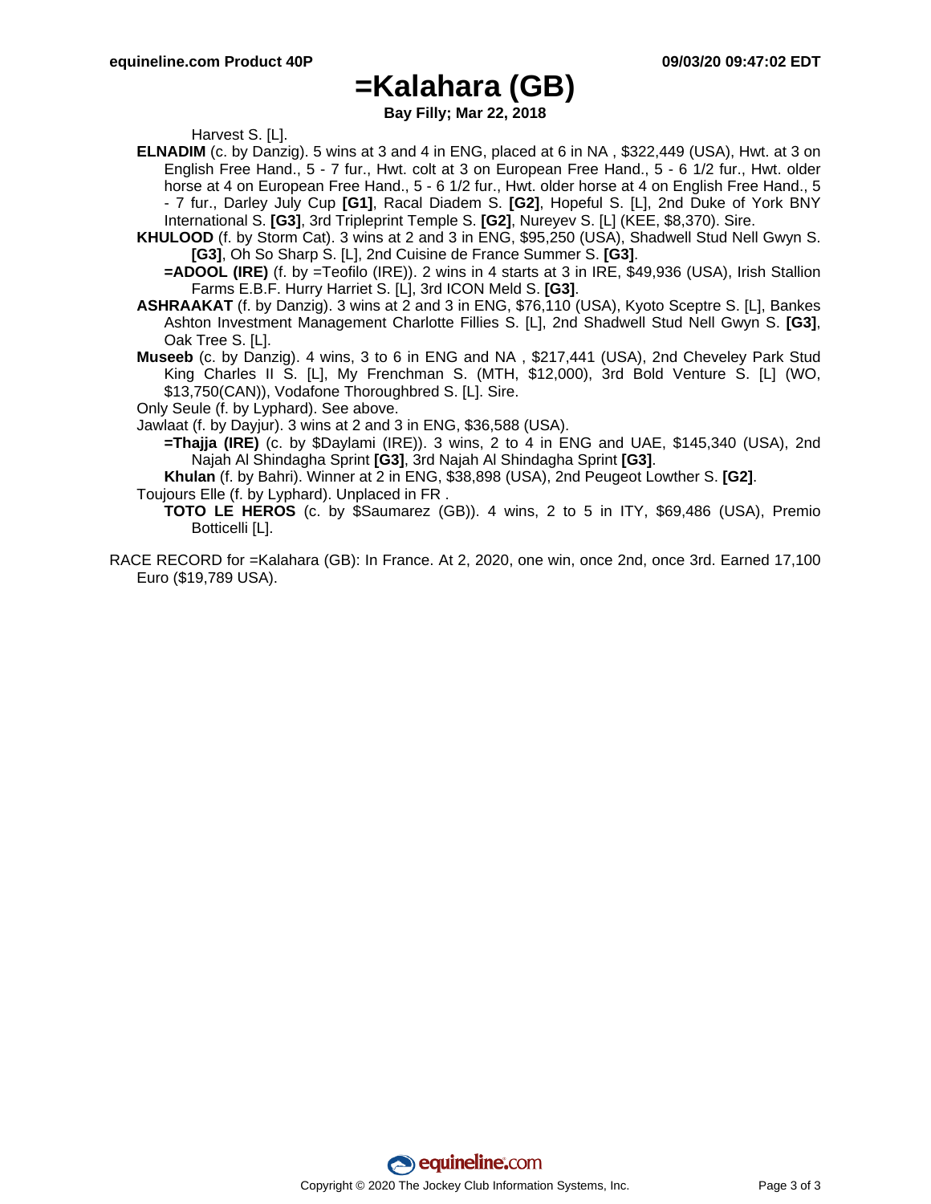# =Kalahara (GB)

**Bay Filly; Mar 22, 2018**

Harvest S. [L].

**ELNADIM** (c. by Danzig). 5 wins at 3 and 4 in ENG, placed at 6 in NA , $322,449 (USA), Hwt. at 3 on English Free Hand., 5 - 7 fur., Hwt. colt at 3 on European Free Hand., 5 - 6 1/2 fur., Hwt. older horse at 4 on European Free Hand., 5 - 6 1/2 fur., Hwt. older horse at 4 on English Free Hand., 5 - 7 fur., Darley July Cup **[G1]**, Racal Diadem S. **[G2]**, Hopeful S. [L], 2nd Duke of York BNY International S. **[G3]**, 3rd Tripleprint Temple S. **[G2]**, Nureyev S. [L] (KEE, $8,370). Sire.

**KHULOOD** (f. by Storm Cat). 3 wins at 2 and 3 in ENG, $95,250 (USA), Shadwell Stud Nell Gwyn S. **[G3]**, Oh So Sharp S. [L], 2nd Cuisine de France Summer S. **[G3]**.

**=ADOOL (IRE)** (f. by =Teofilo (IRE)). 2 wins in 4 starts at 3 in IRE, $49,936 (USA), Irish Stallion Farms E.B.F. Hurry Harriet S. [L], 3rd ICON Meld S. **[G3]**.

**ASHRAAKAT** (f. by Danzig). 3 wins at 2 and 3 in ENG, $76,110 (USA), Kyoto Sceptre S. [L], Bankes Ashton Investment Management Charlotte Fillies S. [L], 2nd Shadwell Stud Nell Gwyn S. **[G3]**, Oak Tree S. [L].

**Museeb** (c. by Danzig). 4 wins, 3 to 6 in ENG and NA , $217,441 (USA), 2nd Cheveley Park Stud King Charles II S. [L], My Frenchman S. (MTH, $12,000), 3rd Bold Venture S. [L] (WO, $13,750(CAN)), Vodafone Thoroughbred S. [L]. Sire.

Only Seule (f. by Lyphard). See above.

Jawlaat (f. by Dayjur). 3 wins at 2 and 3 in ENG, $36,588 (USA).

**=Thajja (IRE)** (c. by $Daylami (IRE)). 3 wins, 2 to 4 in ENG and UAE, $145,340 (USA), 2nd Najah Al Shindagha Sprint **[G3]**, 3rd Najah Al Shindagha Sprint **[G3]**.

**Khulan** (f. by Bahri). Winner at 2 in ENG, $38,898 (USA), 2nd Peugeot Lowther S. **[G2]**.

Toujours Elle (f. by Lyphard). Unplaced in FR .

**TOTO LE HEROS** (c. by $Saumarez (GB)). 4 wins, 2 to 5 in ITY, $69,486 (USA), Premio Botticelli [L].

RACE RECORD for =Kalahara (GB): In France. At 2, 2020, one win, once 2nd, once 3rd. Earned 17,100 Euro ($19,789 USA).